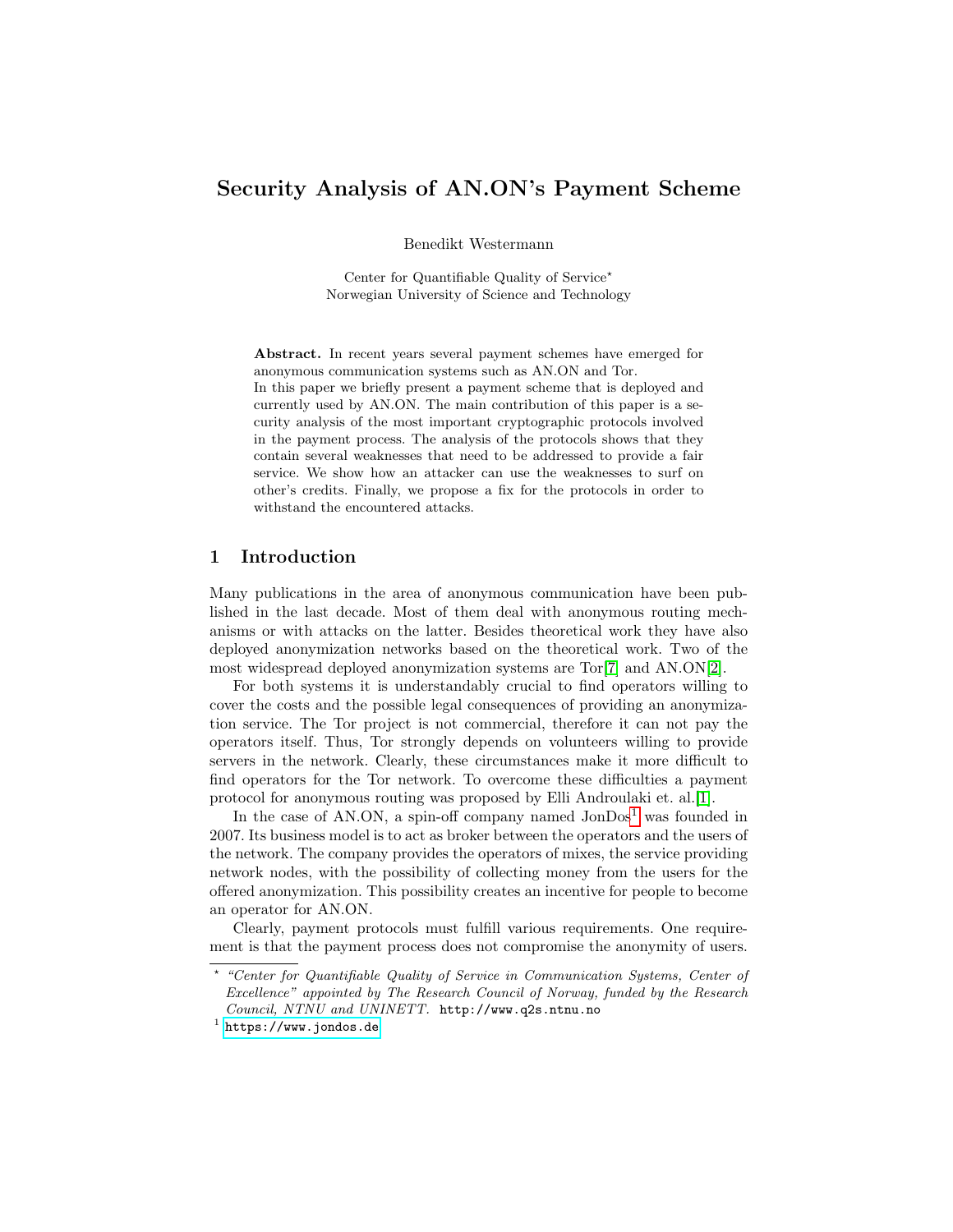# Security Analysis of AN.ON's Payment Scheme

Benedikt Westermann

Center for Quantifiable Quality of Service*
Norwegian University of Science and Technology

**Abstract.** In recent years several payment schemes have emerged for anonymous communication systems such as AN.ON and Tor.
In this paper we briefly present a payment scheme that is deployed and currently used by AN.ON. The main contribution of this paper is a security analysis of the most important cryptographic protocols involved in the payment process. The analysis of the protocols shows that they contain several weaknesses that need to be addressed to provide a fair service. We show how an attacker can use the weaknesses to surf on other's credits. Finally, we propose a fix for the protocols in order to withstand the encountered attacks.

## 1 Introduction

Many publications in the area of anonymous communication have been published in the last decade. Most of them deal with anonymous routing mechanisms or with attacks on the latter. Besides theoretical work they have also deployed anonymization networks based on the theoretical work. Two of the most widespread deployed anonymization systems are Tor[7] and AN.ON[2].

For both systems it is understandably crucial to find operators willing to cover the costs and the possible legal consequences of providing an anonymization service. The Tor project is not commercial, therefore it can not pay the operators itself. Thus, Tor strongly depends on volunteers willing to provide servers in the network. Clearly, these circumstances make it more difficult to find operators for the Tor network. To overcome these difficulties a payment protocol for anonymous routing was proposed by Elli Androulaki et. al.[1].

In the case of AN.ON, a spin-off company named JonDos[1] was founded in 2007. Its business model is to act as broker between the operators and the users of the network. The company provides the operators of mixes, the service providing network nodes, with the possibility of collecting money from the users for the offered anonymization. This possibility creates an incentive for people to become an operator for AN.ON.

Clearly, payment protocols must fulfill various requirements. One requirement is that the payment process does not compromise the anonymity of users.

* *"Center for Quantifiable Quality of Service in Communication Systems, Center of Excellence" appointed by The Research Council of Norway, funded by the Research Council, NTNU and UNINETT.* http://www.q2s.ntnu.no

[1] https://www.jondos.de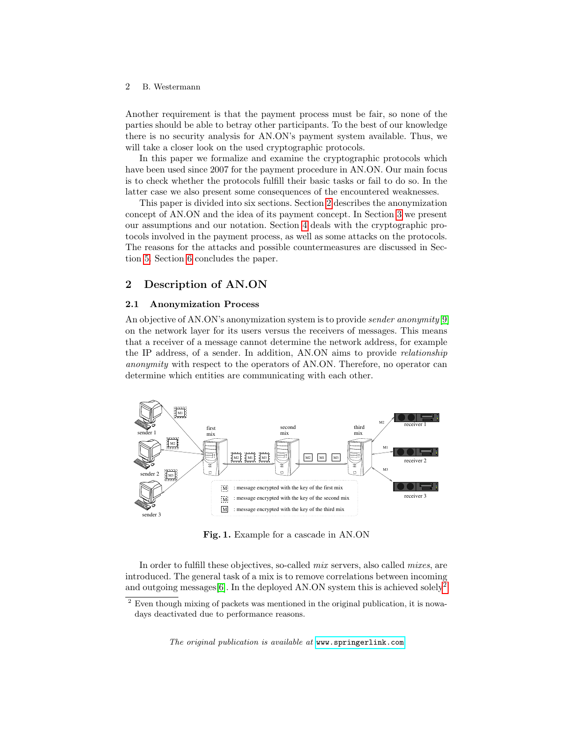Another requirement is that the payment process must be fair, so none of the parties should be able to betray other participants. To the best of our knowledge there is no security analysis for AN.ON's payment system available. Thus, we will take a closer look on the used cryptographic protocols.

In this paper we formalize and examine the cryptographic protocols which have been used since 2007 for the payment procedure in AN.ON. Our main focus is to check whether the protocols fulfill their basic tasks or fail to do so. In the latter case we also present some consequences of the encountered weaknesses.

This paper is divided into six sections. Section 2 describes the anonymization concept of AN.ON and the idea of its payment concept. In Section 3 we present our assumptions and our notation. Section 4 deals with the cryptographic protocols involved in the payment process, as well as some attacks on the protocols. The reasons for the attacks and possible countermeasures are discussed in Section 5. Section 6 concludes the paper.

## 2 Description of AN.ON

### 2.1 Anonymization Process

An objective of AN.ON's anonymization system is to provide *sender anonymity* [9] on the network layer for its users versus the receivers of messages. This means that a receiver of a message cannot determine the network address, for example the IP address, of a sender. In addition, AN.ON aims to provide *relationship anonymity* with respect to the operators of AN.ON. Therefore, no operator can determine which entities are communicating with each other.

**Fig. 1.** Example for a cascade in AN.ON

In order to fulfill these objectives, so-called *mix* servers, also called *mixes*, are introduced. The general task of a mix is to remove correlations between incoming and outgoing messages [6]. In the deployed AN.ON system this is achieved solely[2]

[2] Even though mixing of packets was mentioned in the original publication, it is nowadays deactivated due to performance reasons.

*The original publication is available at* www.springerlink.com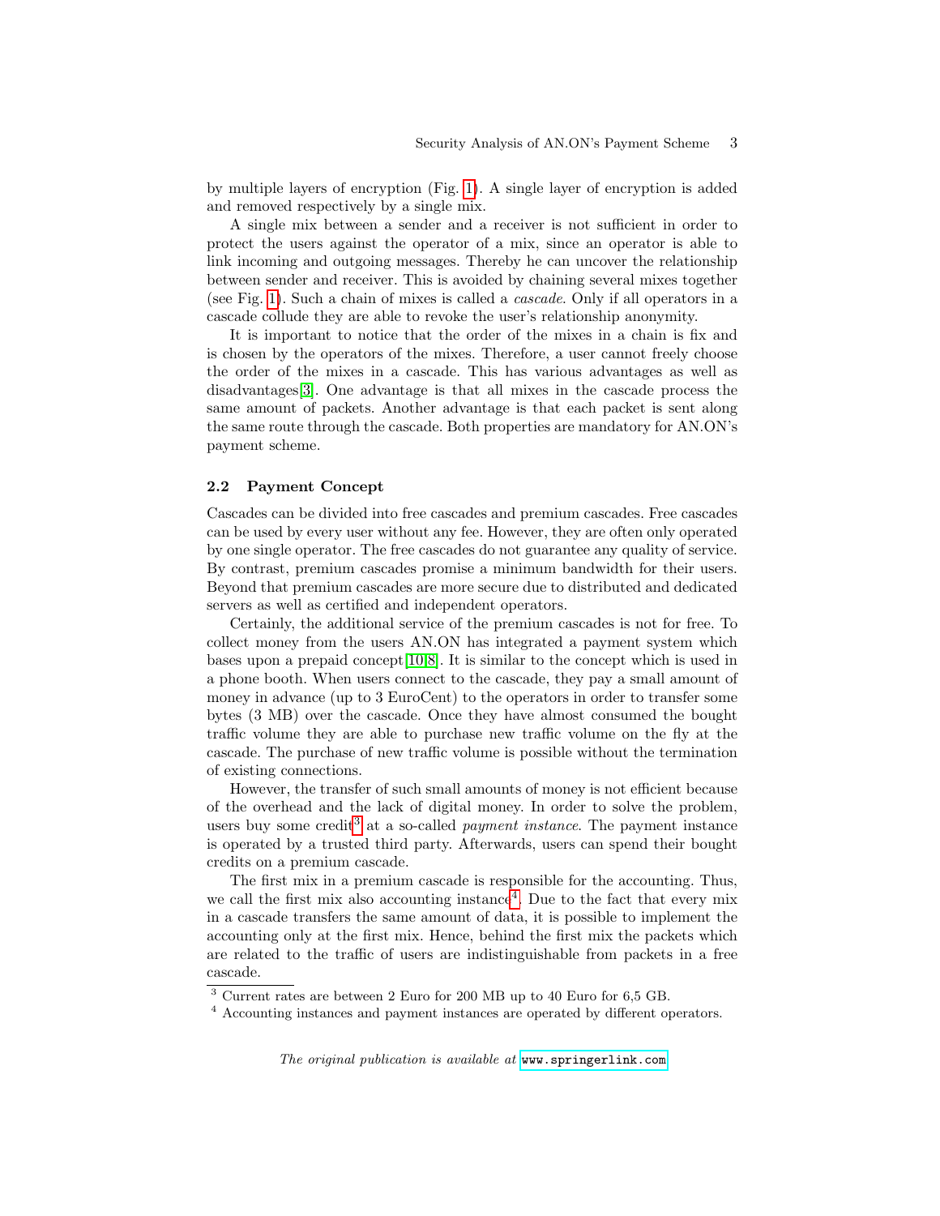by multiple layers of encryption (Fig. 1). A single layer of encryption is added and removed respectively by a single mix.

A single mix between a sender and a receiver is not sufficient in order to protect the users against the operator of a mix, since an operator is able to link incoming and outgoing messages. Thereby he can uncover the relationship between sender and receiver. This is avoided by chaining several mixes together (see Fig. 1). Such a chain of mixes is called a *cascade*. Only if all operators in a cascade collude they are able to revoke the user's relationship anonymity.

It is important to notice that the order of the mixes in a chain is fix and is chosen by the operators of the mixes. Therefore, a user cannot freely choose the order of the mixes in a cascade. This has various advantages as well as disadvantages[3]. One advantage is that all mixes in the cascade process the same amount of packets. Another advantage is that each packet is sent along the same route through the cascade. Both properties are mandatory for AN.ON's payment scheme.

### 2.2 Payment Concept

Cascades can be divided into free cascades and premium cascades. Free cascades can be used by every user without any fee. However, they are often only operated by one single operator. The free cascades do not guarantee any quality of service. By contrast, premium cascades promise a minimum bandwidth for their users. Beyond that premium cascades are more secure due to distributed and dedicated servers as well as certified and independent operators.

Certainly, the additional service of the premium cascades is not for free. To collect money from the users AN.ON has integrated a payment system which bases upon a prepaid concept[10,8]. It is similar to the concept which is used in a phone booth. When users connect to the cascade, they pay a small amount of money in advance (up to 3 EuroCent) to the operators in order to transfer some bytes (3 MB) over the cascade. Once they have almost consumed the bought traffic volume they are able to purchase new traffic volume on the fly at the cascade. The purchase of new traffic volume is possible without the termination of existing connections.

However, the transfer of such small amounts of money is not efficient because of the overhead and the lack of digital money. In order to solve the problem, users buy some credit[3] at a so-called *payment instance*. The payment instance is operated by a trusted third party. Afterwards, users can spend their bought credits on a premium cascade.

The first mix in a premium cascade is responsible for the accounting. Thus, we call the first mix also accounting instance[4]. Due to the fact that every mix in a cascade transfers the same amount of data, it is possible to implement the accounting only at the first mix. Hence, behind the first mix the packets which are related to the traffic of users are indistinguishable from packets in a free cascade.

---

[3] Current rates are between 2 Euro for 200 MB up to 40 Euro for 6,5 GB.

[4] Accounting instances and payment instances are operated by different operators.

*The original publication is available at* www.springerlink.com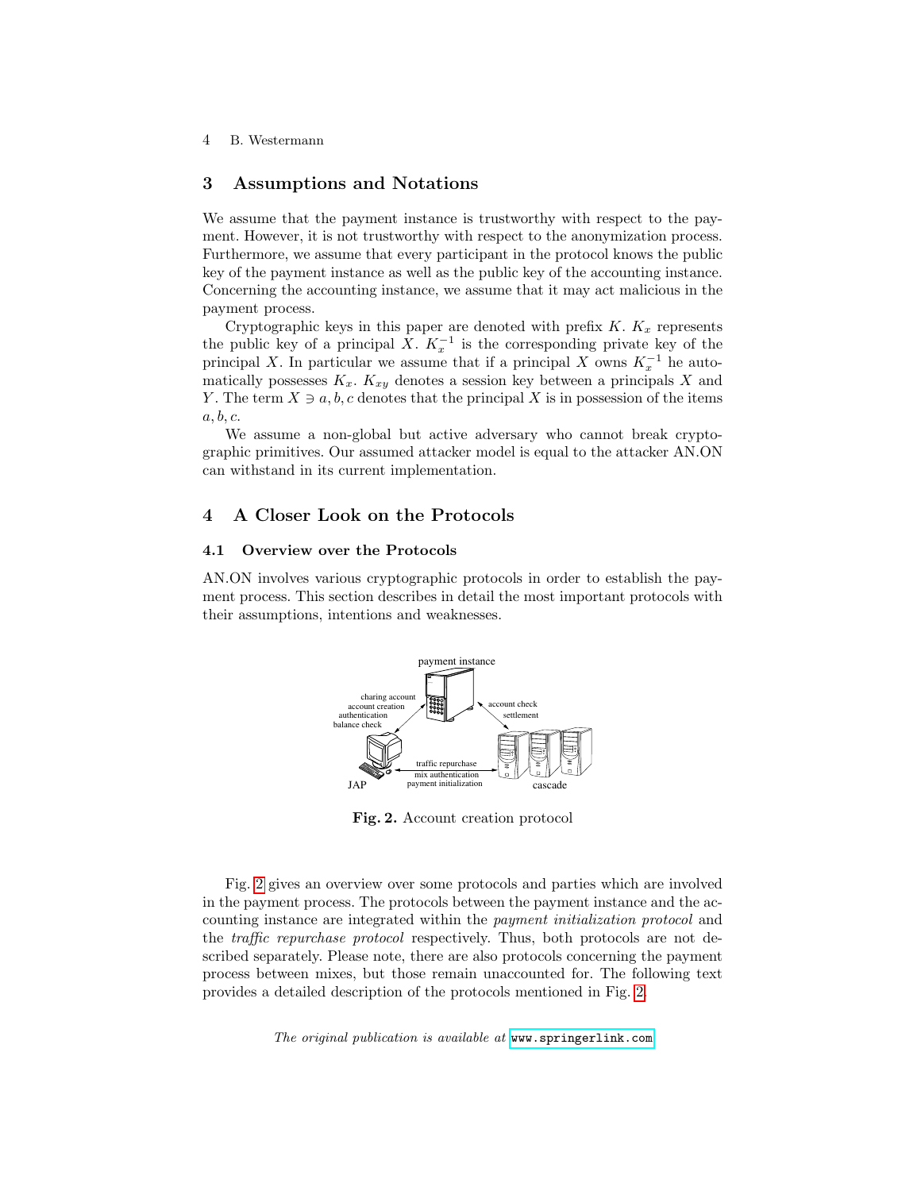## 3 Assumptions and Notations

We assume that the payment instance is trustworthy with respect to the payment. However, it is not trustworthy with respect to the anonymization process. Furthermore, we assume that every participant in the protocol knows the public key of the payment instance as well as the public key of the accounting instance. Concerning the accounting instance, we assume that it may act malicious in the payment process.

Cryptographic keys in this paper are denoted with prefix $K$. $K_x$ represents the public key of a principal $X$. $K_x^{-1}$ is the corresponding private key of the principal $X$. In particular we assume that if a principal $X$ owns $K_x^{-1}$ he automatically possesses $K_x$. $K_{xy}$ denotes a session key between a principals $X$ and $Y$. The term $X \ni a, b, c$ denotes that the principal $X$ is in possession of the items $a, b, c$.

We assume a non-global but active adversary who cannot break cryptographic primitives. Our assumed attacker model is equal to the attacker AN.ON can withstand in its current implementation.

## 4 A Closer Look on the Protocols

### 4.1 Overview over the Protocols

AN.ON involves various cryptographic protocols in order to establish the payment process. This section describes in detail the most important protocols with their assumptions, intentions and weaknesses.

**Fig. 2.** Account creation protocol

Fig. 2 gives an overview over some protocols and parties which are involved in the payment process. The protocols between the payment instance and the accounting instance are integrated within the *payment initialization protocol* and the *traffic repurchase protocol* respectively. Thus, both protocols are not described separately. Please note, there are also protocols concerning the payment process between mixes, but those remain unaccounted for. The following text provides a detailed description of the protocols mentioned in Fig. 2.

*The original publication is available at* www.springerlink.com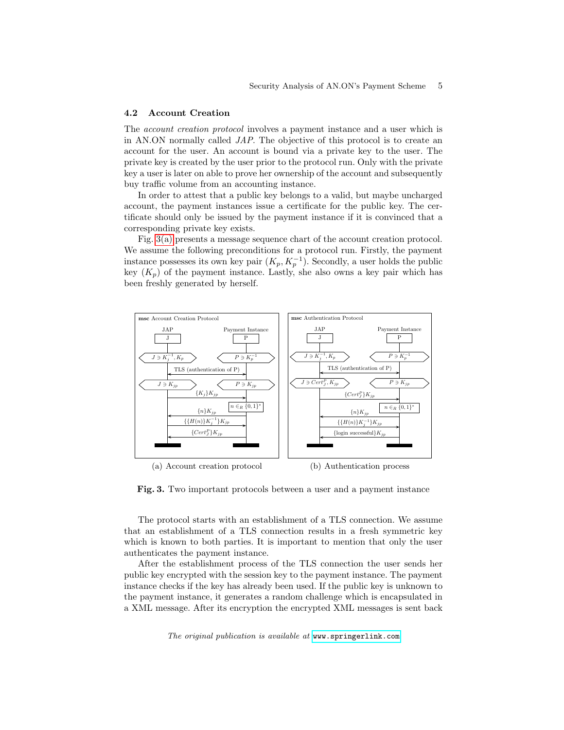### 4.2 Account Creation

The *account creation protocol* involves a payment instance and a user which is in AN.ON normally called *JAP*. The objective of this protocol is to create an account for the user. An account is bound via a private key to the user. The private key is created by the user prior to the protocol run. Only with the private key a user is later on able to prove her ownership of the account and subsequently buy traffic volume from an accounting instance.

In order to attest that a public key belongs to a valid, but maybe uncharged account, the payment instances issue a certificate for the public key. The certificate should only be issued by the payment instance if it is convinced that a corresponding private key exists.

Fig. 3(a) presents a message sequence chart of the account creation protocol. We assume the following preconditions for a protocol run. Firstly, the payment instance possesses its own key pair $(K_p, K_p^{-1})$. Secondly, a user holds the public key $(K_p)$ of the payment instance. Lastly, she also owns a key pair which has been freshly generated by herself.

(a) Account creation protocol

(b) Authentication process

**Fig. 3.** Two important protocols between a user and a payment instance

The protocol starts with an establishment of a TLS connection. We assume that an establishment of a TLS connection results in a fresh symmetric key which is known to both parties. It is important to mention that only the user authenticates the payment instance.

After the establishment process of the TLS connection the user sends her public key encrypted with the session key to the payment instance. The payment instance checks if the key has already been used. If the public key is unknown to the payment instance, it generates a random challenge which is encapsulated in a XML message. After its encryption the encrypted XML messages is sent back

*The original publication is available at* www.springerlink.com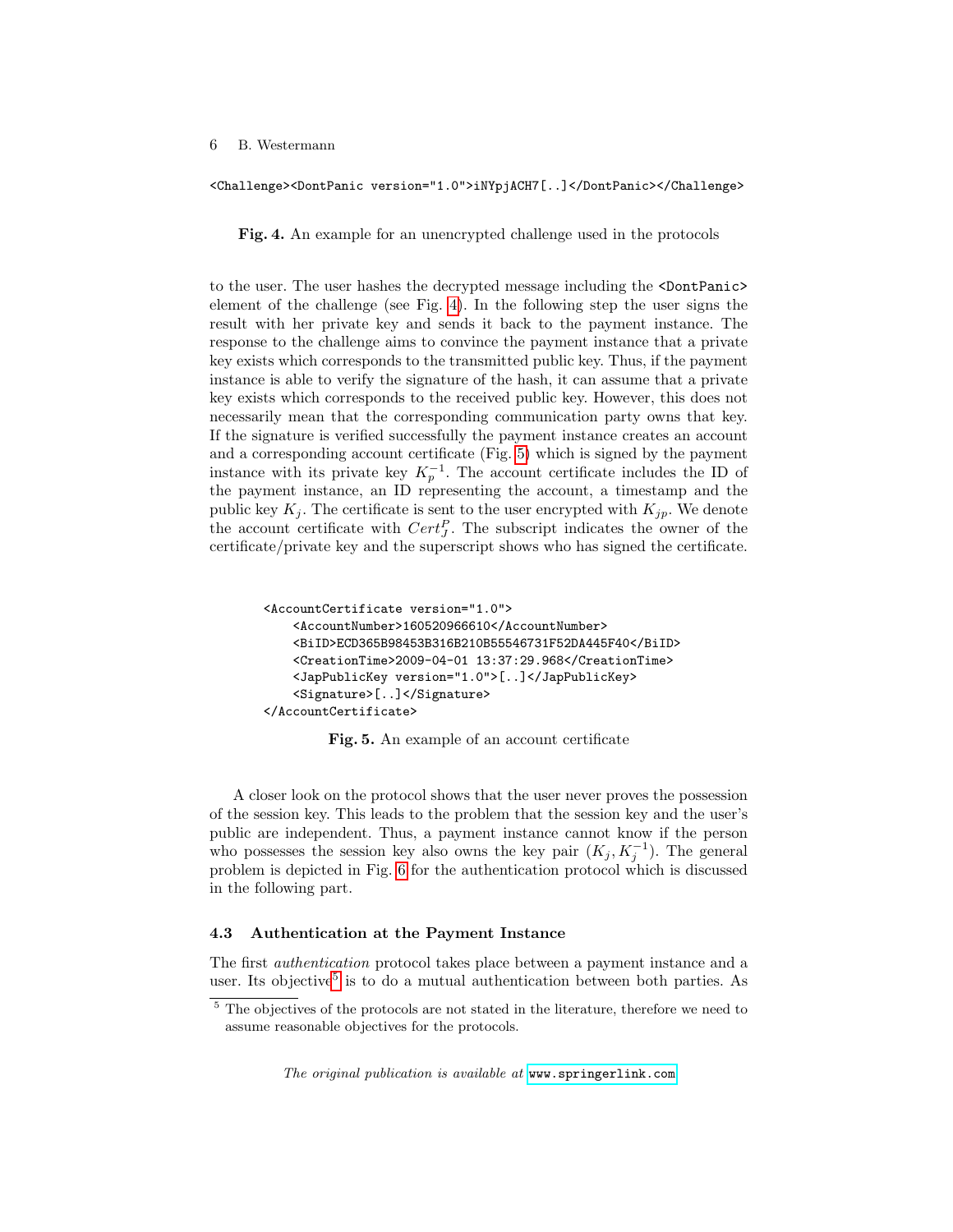```
<Challenge><DontPanic version="1.0">iNYpjACH7[..]</DontPanic></Challenge>
```

**Fig. 4.** An example for an unencrypted challenge used in the protocols

to the user. The user hashes the decrypted message including the `<DontPanic>` element of the challenge (see Fig. 4). In the following step the user signs the result with her private key and sends it back to the payment instance. The response to the challenge aims to convince the payment instance that a private key exists which corresponds to the transmitted public key. Thus, if the payment instance is able to verify the signature of the hash, it can assume that a private key exists which corresponds to the received public key. However, this does not necessarily mean that the corresponding communication party owns that key. If the signature is verified successfully the payment instance creates an account and a corresponding account certificate (Fig. 5) which is signed by the payment instance with its private key $K_p^{-1}$. The account certificate includes the ID of the payment instance, an ID representing the account, a timestamp and the public key $K_j$. The certificate is sent to the user encrypted with $K_{jp}$. We denote the account certificate with $Cert_J^P$. The subscript indicates the owner of the certificate/private key and the superscript shows who has signed the certificate.

```
<AccountCertificate version="1.0">
    <AccountNumber>160520966610</AccountNumber>
    <BiID>ECD365B98453B316B210B55546731F52DA445F40</BiID>
    <CreationTime>2009-04-01 13:37:29.968</CreationTime>
    <JapPublicKey version="1.0">[..]</JapPublicKey>
    <Signature>[..]</Signature>
</AccountCertificate>
```

**Fig. 5.** An example of an account certificate

A closer look on the protocol shows that the user never proves the possession of the session key. This leads to the problem that the session key and the user's public are independent. Thus, a payment instance cannot know if the person who possesses the session key also owns the key pair $(K_j, K_j^{-1})$. The general problem is depicted in Fig. 6 for the authentication protocol which is discussed in the following part.

### 4.3 Authentication at the Payment Instance

The first *authentication* protocol takes place between a payment instance and a user. Its objective[5] is to do a mutual authentication between both parties. As

[5] The objectives of the protocols are not stated in the literature, therefore we need to assume reasonable objectives for the protocols.

*The original publication is available at* www.springerlink.com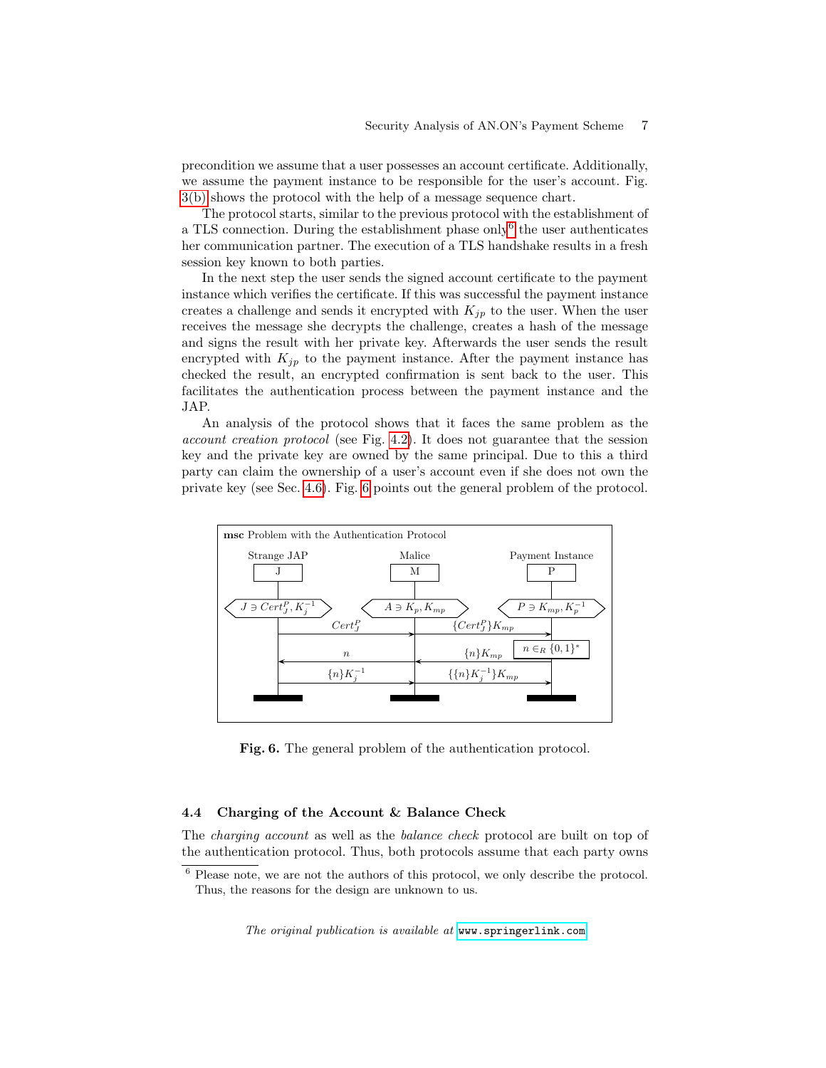precondition we assume that a user possesses an account certificate. Additionally, we assume the payment instance to be responsible for the user's account. Fig. 3(b) shows the protocol with the help of a message sequence chart.

The protocol starts, similar to the previous protocol with the establishment of a TLS connection. During the establishment phase only[6] the user authenticates her communication partner. The execution of a TLS handshake results in a fresh session key known to both parties.

In the next step the user sends the signed account certificate to the payment instance which verifies the certificate. If this was successful the payment instance creates a challenge and sends it encrypted with $K_{jp}$ to the user. When the user receives the message she decrypts the challenge, creates a hash of the message and signs the result with her private key. Afterwards the user sends the result encrypted with $K_{jp}$ to the payment instance. After the payment instance has checked the result, an encrypted confirmation is sent back to the user. This facilitates the authentication process between the payment instance and the JAP.

An analysis of the protocol shows that it faces the same problem as the *account creation protocol* (see Fig. 4.2). It does not guarantee that the session key and the private key are owned by the same principal. Due to this a third party can claim the ownership of a user's account even if she does not own the private key (see Sec. 4.6). Fig. 6 points out the general problem of the protocol.

**msc** Problem with the Authentication Protocol

| Strange JAP (J) | Malice (M) | Payment Instance (P) |
|---|---|---|
| $J \ni Cert_J^P, K_j^{-1}$ | $A \ni K_p, K_{mp}$ | $P \ni K_{mp}, K_p^{-1}$ |
| $Cert_J^P$ → | $\{Cert_J^P\}K_{mp}$ → | |
| | | $n \in_R \{0,1\}^*$ |
| ← $n$ | ← $\{n\}K_{mp}$ | |
| $\{n\}K_j^{-1}$ → | $\{\{n\}K_j^{-1}\}K_{mp}$ → | |

**Fig. 6.** The general problem of the authentication protocol.

### 4.4 Charging of the Account & Balance Check

The *charging account* as well as the *balance check* protocol are built on top of the authentication protocol. Thus, both protocols assume that each party owns

[6] Please note, we are not the authors of this protocol, we only describe the protocol. Thus, the reasons for the design are unknown to us.

*The original publication is available at* www.springerlink.com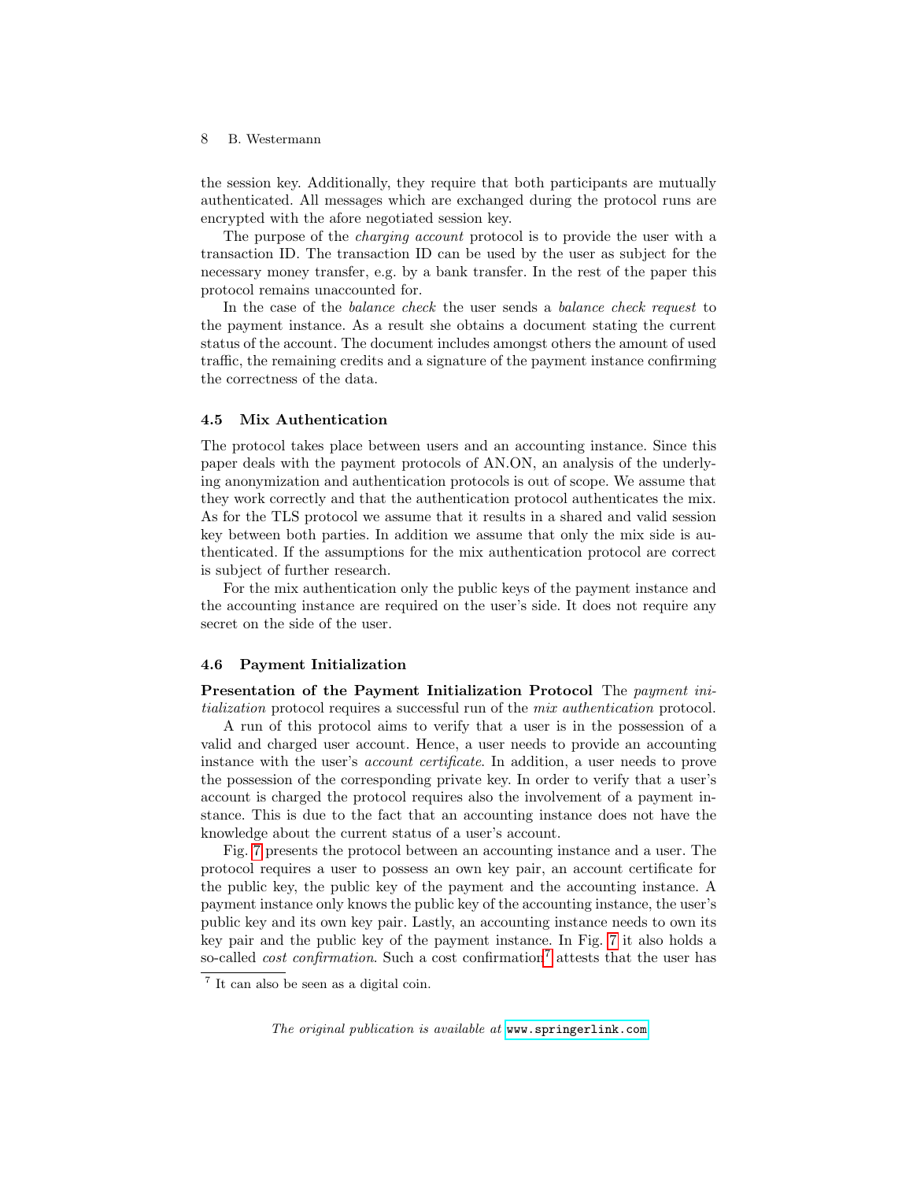the session key. Additionally, they require that both participants are mutually authenticated. All messages which are exchanged during the protocol runs are encrypted with the afore negotiated session key.

The purpose of the *charging account* protocol is to provide the user with a transaction ID. The transaction ID can be used by the user as subject for the necessary money transfer, e.g. by a bank transfer. In the rest of the paper this protocol remains unaccounted for.

In the case of the *balance check* the user sends a *balance check request* to the payment instance. As a result she obtains a document stating the current status of the account. The document includes amongst others the amount of used traffic, the remaining credits and a signature of the payment instance confirming the correctness of the data.

### 4.5 Mix Authentication

The protocol takes place between users and an accounting instance. Since this paper deals with the payment protocols of AN.ON, an analysis of the underlying anonymization and authentication protocols is out of scope. We assume that they work correctly and that the authentication protocol authenticates the mix. As for the TLS protocol we assume that it results in a shared and valid session key between both parties. In addition we assume that only the mix side is authenticated. If the assumptions for the mix authentication protocol are correct is subject of further research.

For the mix authentication only the public keys of the payment instance and the accounting instance are required on the user's side. It does not require any secret on the side of the user.

### 4.6 Payment Initialization

**Presentation of the Payment Initialization Protocol** The *payment initialization* protocol requires a successful run of the *mix authentication* protocol.

A run of this protocol aims to verify that a user is in the possession of a valid and charged user account. Hence, a user needs to provide an accounting instance with the user's *account certificate*. In addition, a user needs to prove the possession of the corresponding private key. In order to verify that a user's account is charged the protocol requires also the involvement of a payment instance. This is due to the fact that an accounting instance does not have the knowledge about the current status of a user's account.

Fig. 7 presents the protocol between an accounting instance and a user. The protocol requires a user to possess an own key pair, an account certificate for the public key, the public key of the payment and the accounting instance. A payment instance only knows the public key of the accounting instance, the user's public key and its own key pair. Lastly, an accounting instance needs to own its key pair and the public key of the payment instance. In Fig. 7 it also holds a so-called *cost confirmation*. Such a cost confirmation[7] attests that the user has

[7] It can also be seen as a digital coin.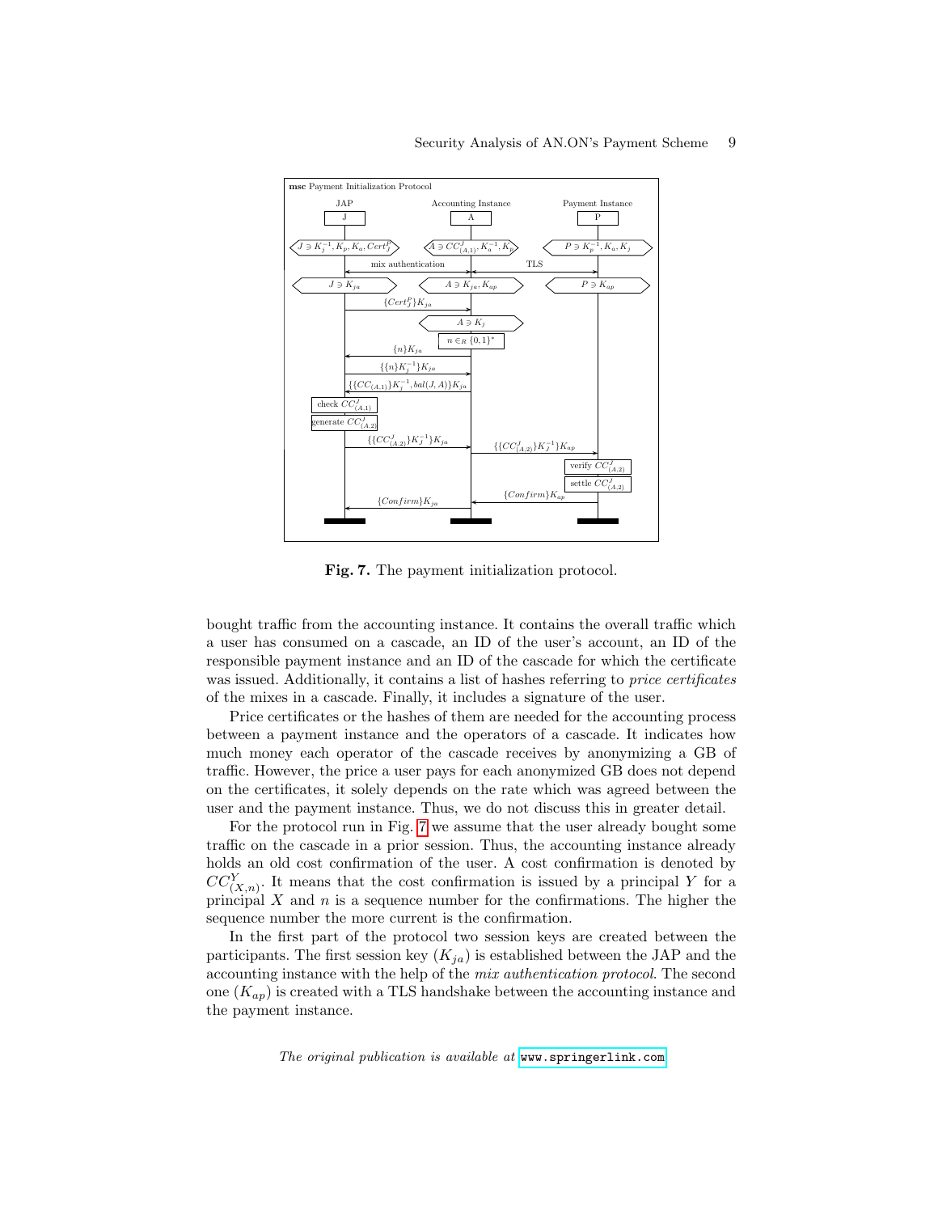**Fig. 7.** The payment initialization protocol.

bought traffic from the accounting instance. It contains the overall traffic which a user has consumed on a cascade, an ID of the user's account, an ID of the responsible payment instance and an ID of the cascade for which the certificate was issued. Additionally, it contains a list of hashes referring to *price certificates* of the mixes in a cascade. Finally, it includes a signature of the user.

Price certificates or the hashes of them are needed for the accounting process between a payment instance and the operators of a cascade. It indicates how much money each operator of the cascade receives by anonymizing a GB of traffic. However, the price a user pays for each anonymized GB does not depend on the certificates, it solely depends on the rate which was agreed between the user and the payment instance. Thus, we do not discuss this in greater detail.

For the protocol run in Fig. 7 we assume that the user already bought some traffic on the cascade in a prior session. Thus, the accounting instance already holds an old cost confirmation of the user. A cost confirmation is denoted by $CC^{Y}_{(X,n)}$. It means that the cost confirmation is issued by a principal $Y$ for a principal $X$ and $n$ is a sequence number for the confirmations. The higher the sequence number the more current is the confirmation.

In the first part of the protocol two session keys are created between the participants. The first session key ($K_{ja}$) is established between the JAP and the accounting instance with the help of the *mix authentication protocol*. The second one ($K_{ap}$) is created with a TLS handshake between the accounting instance and the payment instance.

*The original publication is available at* www.springerlink.com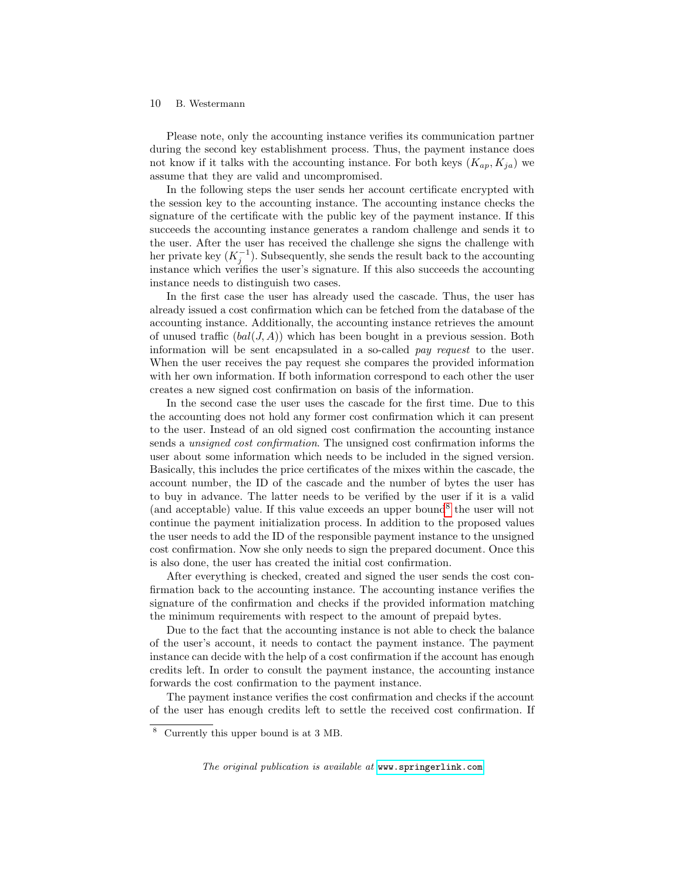Please note, only the accounting instance verifies its communication partner during the second key establishment process. Thus, the payment instance does not know if it talks with the accounting instance. For both keys ($K_{ap}, K_{ja}$) we assume that they are valid and uncompromised.

In the following steps the user sends her account certificate encrypted with the session key to the accounting instance. The accounting instance checks the signature of the certificate with the public key of the payment instance. If this succeeds the accounting instance generates a random challenge and sends it to the user. After the user has received the challenge she signs the challenge with her private key ($K_j^{-1}$). Subsequently, she sends the result back to the accounting instance which verifies the user's signature. If this also succeeds the accounting instance needs to distinguish two cases.

In the first case the user has already used the cascade. Thus, the user has already issued a cost confirmation which can be fetched from the database of the accounting instance. Additionally, the accounting instance retrieves the amount of unused traffic ($bal(J, A)$) which has been bought in a previous session. Both information will be sent encapsulated in a so-called *pay request* to the user. When the user receives the pay request she compares the provided information with her own information. If both information correspond to each other the user creates a new signed cost confirmation on basis of the information.

In the second case the user uses the cascade for the first time. Due to this the accounting does not hold any former cost confirmation which it can present to the user. Instead of an old signed cost confirmation the accounting instance sends a *unsigned cost confirmation*. The unsigned cost confirmation informs the user about some information which needs to be included in the signed version. Basically, this includes the price certificates of the mixes within the cascade, the account number, the ID of the cascade and the number of bytes the user has to buy in advance. The latter needs to be verified by the user if it is a valid (and acceptable) value. If this value exceeds an upper bound[8] the user will not continue the payment initialization process. In addition to the proposed values the user needs to add the ID of the responsible payment instance to the unsigned cost confirmation. Now she only needs to sign the prepared document. Once this is also done, the user has created the initial cost confirmation.

After everything is checked, created and signed the user sends the cost confirmation back to the accounting instance. The accounting instance verifies the signature of the confirmation and checks if the provided information matching the minimum requirements with respect to the amount of prepaid bytes.

Due to the fact that the accounting instance is not able to check the balance of the user's account, it needs to contact the payment instance. The payment instance can decide with the help of a cost confirmation if the account has enough credits left. In order to consult the payment instance, the accounting instance forwards the cost confirmation to the payment instance.

The payment instance verifies the cost confirmation and checks if the account of the user has enough credits left to settle the received cost confirmation. If

[8] Currently this upper bound is at 3 MB.

*The original publication is available at* www.springerlink.com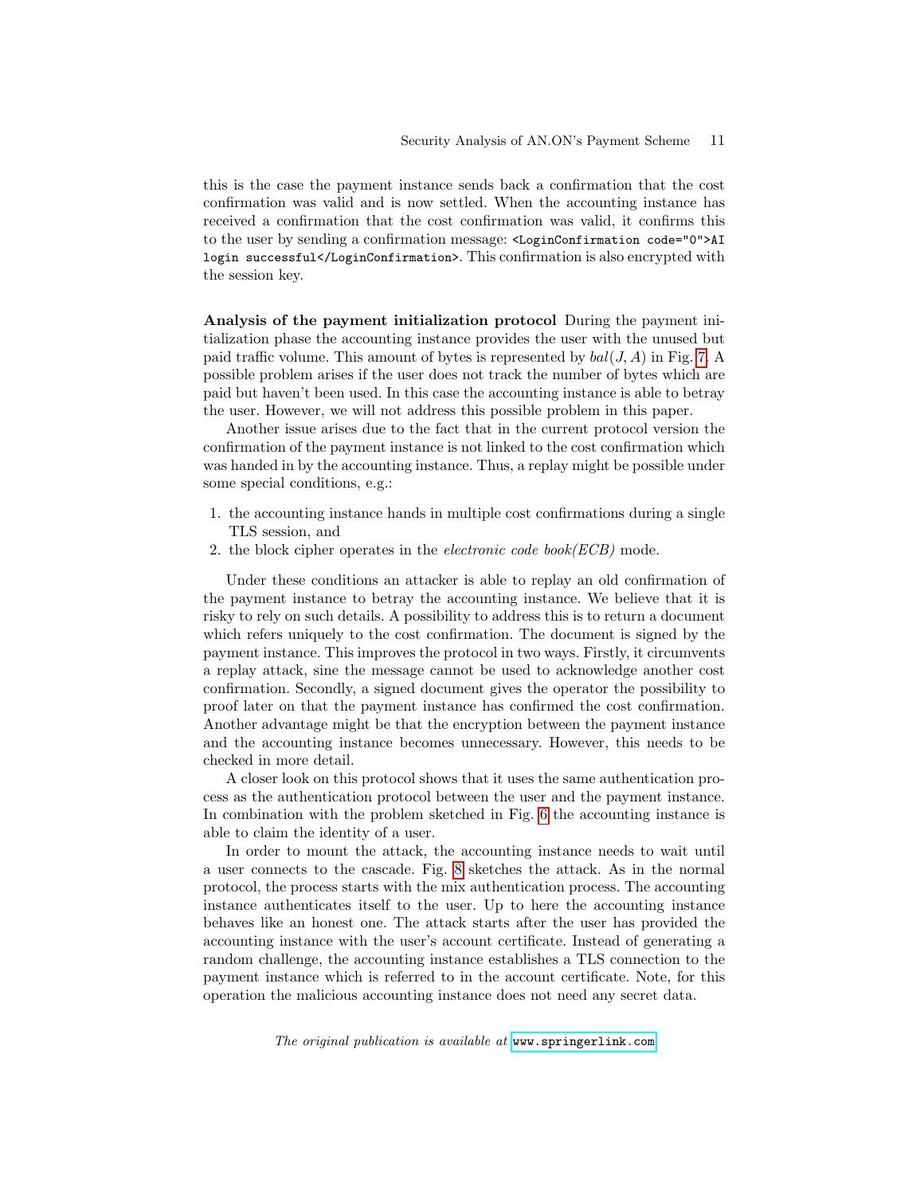this is the case the payment instance sends back a confirmation that the cost confirmation was valid and is now settled. When the accounting instance has received a confirmation that the cost confirmation was valid, it confirms this to the user by sending a confirmation message: `<LoginConfirmation code="0">AI login successful</LoginConfirmation>`. This confirmation is also encrypted with the session key.

**Analysis of the payment initialization protocol** During the payment initialization phase the accounting instance provides the user with the unused but paid traffic volume. This amount of bytes is represented by $bal(J, A)$ in Fig. 7. A possible problem arises if the user does not track the number of bytes which are paid but haven't been used. In this case the accounting instance is able to betray the user. However, we will not address this possible problem in this paper.

Another issue arises due to the fact that in the current protocol version the confirmation of the payment instance is not linked to the cost confirmation which was handed in by the accounting instance. Thus, a replay might be possible under some special conditions, e.g.:

1. the accounting instance hands in multiple cost confirmations during a single TLS session, and
2. the block cipher operates in the *electronic code book(ECB)* mode.

Under these conditions an attacker is able to replay an old confirmation of the payment instance to betray the accounting instance. We believe that it is risky to rely on such details. A possibility to address this is to return a document which refers uniquely to the cost confirmation. The document is signed by the payment instance. This improves the protocol in two ways. Firstly, it circumvents a replay attack, sine the message cannot be used to acknowledge another cost confirmation. Secondly, a signed document gives the operator the possibility to proof later on that the payment instance has confirmed the cost confirmation. Another advantage might be that the encryption between the payment instance and the accounting instance becomes unnecessary. However, this needs to be checked in more detail.

A closer look on this protocol shows that it uses the same authentication process as the authentication protocol between the user and the payment instance. In combination with the problem sketched in Fig. 6 the accounting instance is able to claim the identity of a user.

In order to mount the attack, the accounting instance needs to wait until a user connects to the cascade. Fig. 8 sketches the attack. As in the normal protocol, the process starts with the mix authentication process. The accounting instance authenticates itself to the user. Up to here the accounting instance behaves like an honest one. The attack starts after the user has provided the accounting instance with the user's account certificate. Instead of generating a random challenge, the accounting instance establishes a TLS connection to the payment instance which is referred to in the account certificate. Note, for this operation the malicious accounting instance does not need any secret data.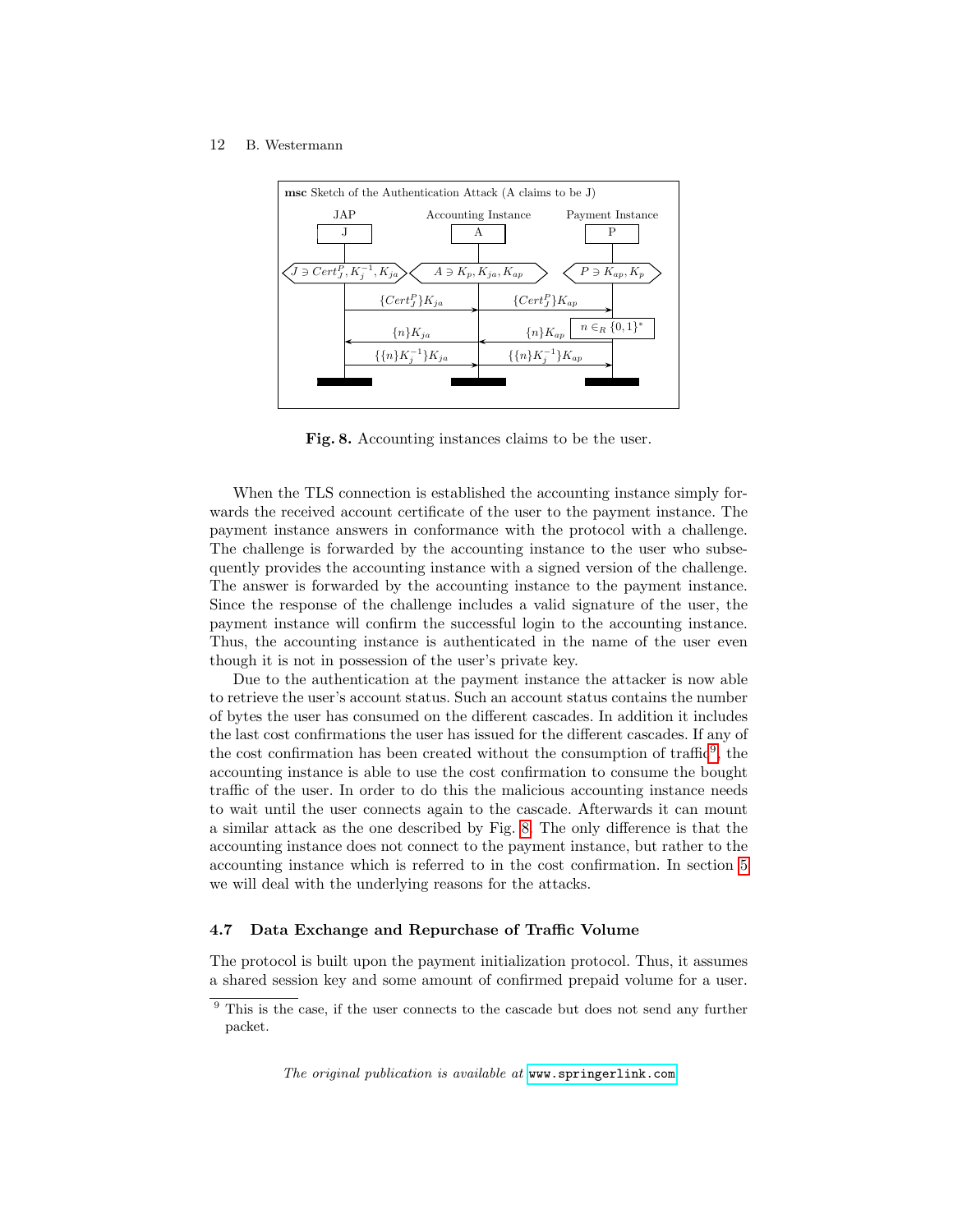msc Sketch of the Authentication Attack (A claims to be J)

JAP
J

Accounting Instance
A

Payment Instance
P

$J \ni Cert_J^P, K_j^{-1}, K_{ja}$

$A \ni K_p, K_{ja}, K_{ap}$

$P \ni K_{ap}, K_p$

$\{Cert_J^P\}K_{ja}$

$\{Cert_J^P\}K_{ap}$

$n \in_R \{0,1\}^*$

$\{n\}K_{ja}$

$\{n\}K_{ap}$

$\{\{n\}K_j^{-1}\}K_{ja}$

$\{\{n\}K_j^{-1}\}K_{ap}$

**Fig. 8.** Accounting instances claims to be the user.

When the TLS connection is established the accounting instance simply forwards the received account certificate of the user to the payment instance. The payment instance answers in conformance with the protocol with a challenge. The challenge is forwarded by the accounting instance to the user who subsequently provides the accounting instance with a signed version of the challenge. The answer is forwarded by the accounting instance to the payment instance. Since the response of the challenge includes a valid signature of the user, the payment instance will confirm the successful login to the accounting instance. Thus, the accounting instance is authenticated in the name of the user even though it is not in possession of the user's private key.

Due to the authentication at the payment instance the attacker is now able to retrieve the user's account status. Such an account status contains the number of bytes the user has consumed on the different cascades. In addition it includes the last cost confirmations the user has issued for the different cascades. If any of the cost confirmation has been created without the consumption of traffic[9], the accounting instance is able to use the cost confirmation to consume the bought traffic of the user. In order to do this the malicious accounting instance needs to wait until the user connects again to the cascade. Afterwards it can mount a similar attack as the one described by Fig. 8. The only difference is that the accounting instance does not connect to the payment instance, but rather to the accounting instance which is referred to in the cost confirmation. In section 5 we will deal with the underlying reasons for the attacks.

### 4.7 Data Exchange and Repurchase of Traffic Volume

The protocol is built upon the payment initialization protocol. Thus, it assumes a shared session key and some amount of confirmed prepaid volume for a user.

[9] This is the case, if the user connects to the cascade but does not send any further packet.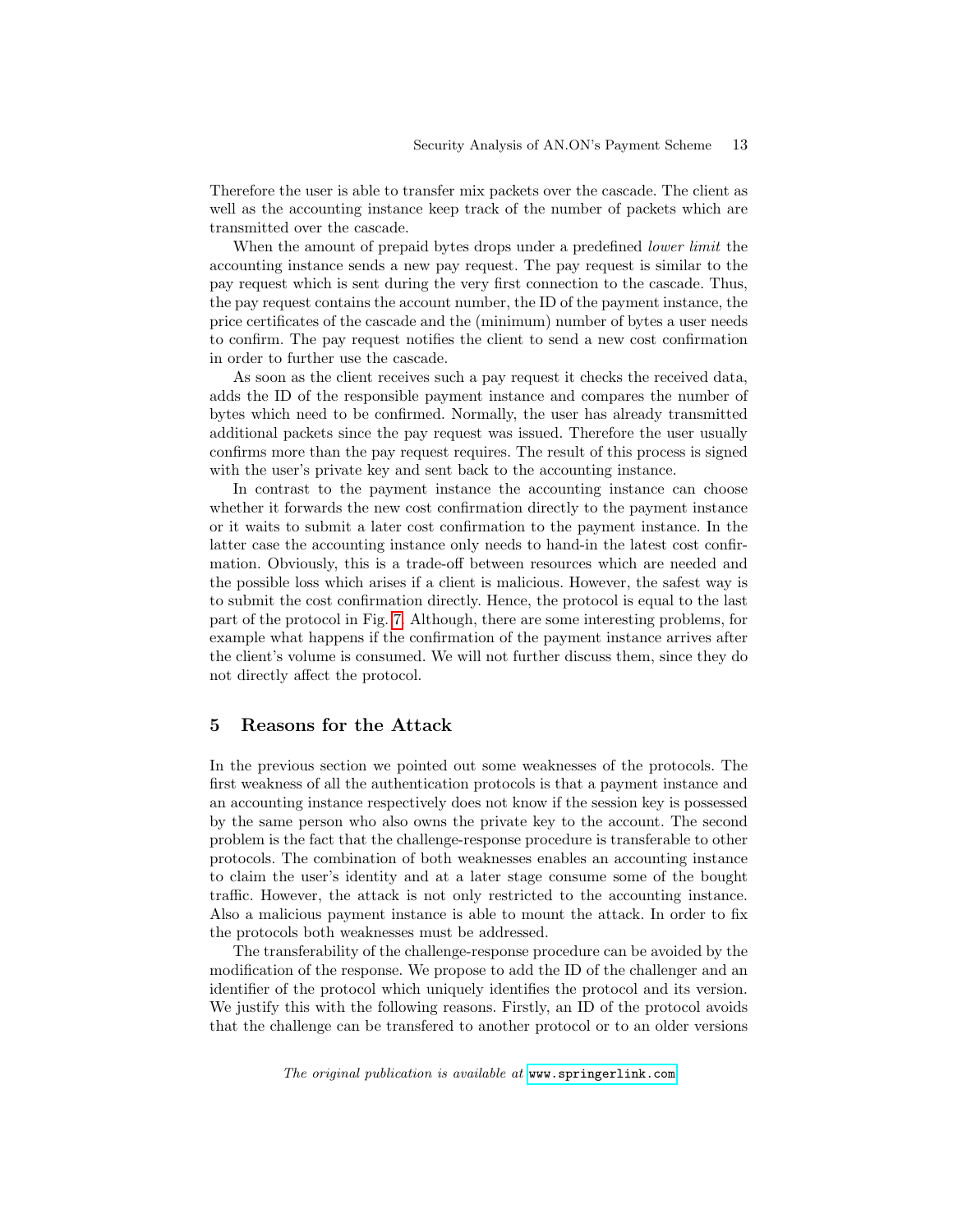Therefore the user is able to transfer mix packets over the cascade. The client as well as the accounting instance keep track of the number of packets which are transmitted over the cascade.

When the amount of prepaid bytes drops under a predefined *lower limit* the accounting instance sends a new pay request. The pay request is similar to the pay request which is sent during the very first connection to the cascade. Thus, the pay request contains the account number, the ID of the payment instance, the price certificates of the cascade and the (minimum) number of bytes a user needs to confirm. The pay request notifies the client to send a new cost confirmation in order to further use the cascade.

As soon as the client receives such a pay request it checks the received data, adds the ID of the responsible payment instance and compares the number of bytes which need to be confirmed. Normally, the user has already transmitted additional packets since the pay request was issued. Therefore the user usually confirms more than the pay request requires. The result of this process is signed with the user's private key and sent back to the accounting instance.

In contrast to the payment instance the accounting instance can choose whether it forwards the new cost confirmation directly to the payment instance or it waits to submit a later cost confirmation to the payment instance. In the latter case the accounting instance only needs to hand-in the latest cost confirmation. Obviously, this is a trade-off between resources which are needed and the possible loss which arises if a client is malicious. However, the safest way is to submit the cost confirmation directly. Hence, the protocol is equal to the last part of the protocol in Fig. 7. Although, there are some interesting problems, for example what happens if the confirmation of the payment instance arrives after the client's volume is consumed. We will not further discuss them, since they do not directly affect the protocol.

## 5 Reasons for the Attack

In the previous section we pointed out some weaknesses of the protocols. The first weakness of all the authentication protocols is that a payment instance and an accounting instance respectively does not know if the session key is possessed by the same person who also owns the private key to the account. The second problem is the fact that the challenge-response procedure is transferable to other protocols. The combination of both weaknesses enables an accounting instance to claim the user's identity and at a later stage consume some of the bought traffic. However, the attack is not only restricted to the accounting instance. Also a malicious payment instance is able to mount the attack. In order to fix the protocols both weaknesses must be addressed.

The transferability of the challenge-response procedure can be avoided by the modification of the response. We propose to add the ID of the challenger and an identifier of the protocol which uniquely identifies the protocol and its version. We justify this with the following reasons. Firstly, an ID of the protocol avoids that the challenge can be transfered to another protocol or to an older versions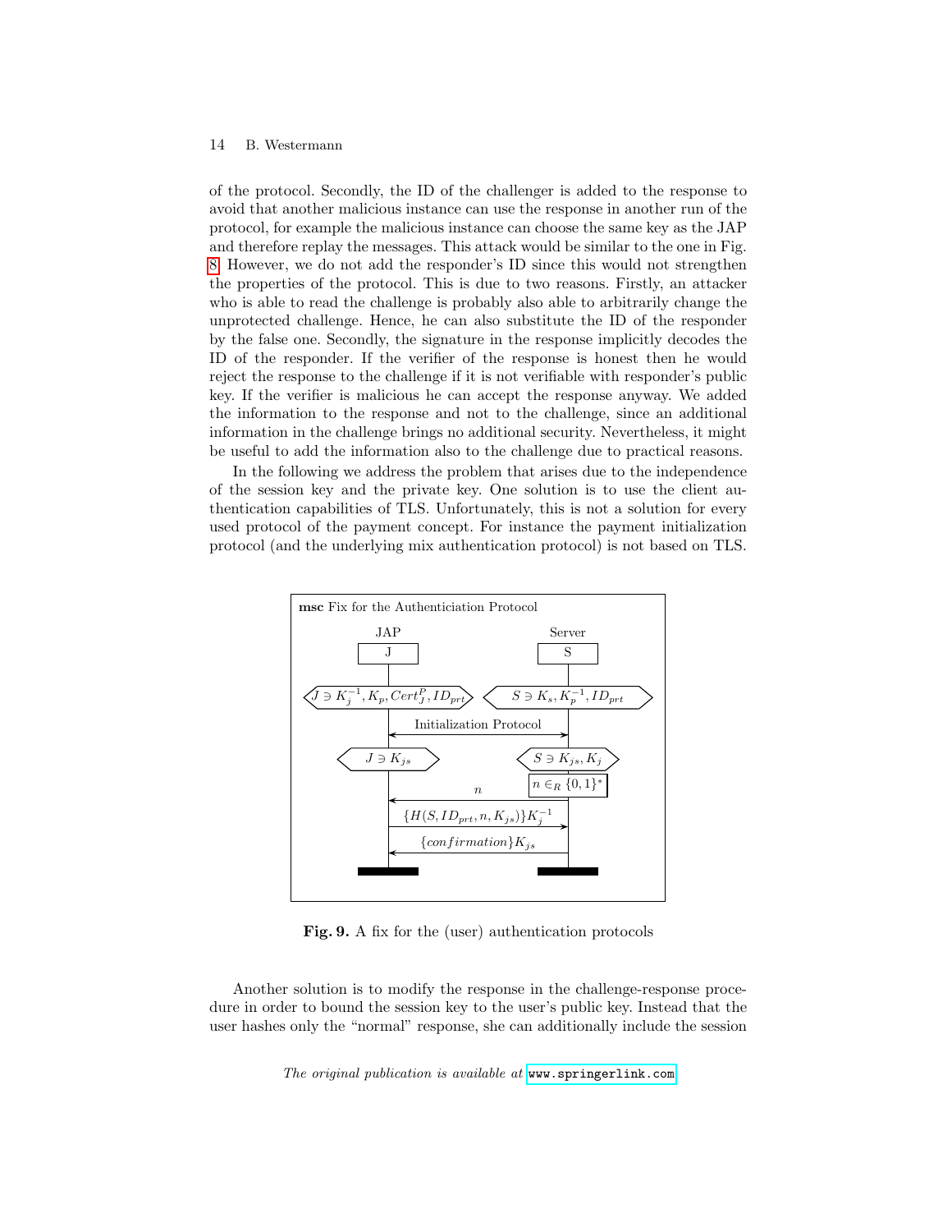of the protocol. Secondly, the ID of the challenger is added to the response to avoid that another malicious instance can use the response in another run of the protocol, for example the malicious instance can choose the same key as the JAP and therefore replay the messages. This attack would be similar to the one in Fig. 8. However, we do not add the responder's ID since this would not strengthen the properties of the protocol. This is due to two reasons. Firstly, an attacker who is able to read the challenge is probably also able to arbitrarily change the unprotected challenge. Hence, he can also substitute the ID of the responder by the false one. Secondly, the signature in the response implicitly decodes the ID of the responder. If the verifier of the response is honest then he would reject the response to the challenge if it is not verifiable with responder's public key. If the verifier is malicious he can accept the response anyway. We added the information to the response and not to the challenge, since an additional information in the challenge brings no additional security. Nevertheless, it might be useful to add the information also to the challenge due to practical reasons.

In the following we address the problem that arises due to the independence of the session key and the private key. One solution is to use the client authentication capabilities of TLS. Unfortunately, this is not a solution for every used protocol of the payment concept. For instance the payment initialization protocol (and the underlying mix authentication protocol) is not based on TLS.

**msc** Fix for the Authenticiation Protocol

| JAP (J) | | Server (S) |
|---|---|---|
| $J \ni K_j^{-1}, K_p, Cert_J^P, ID_{prt}$ | | $S \ni K_s, K_p^{-1}, ID_{prt}$ |
| | Initialization Protocol ↔ | |
| $J \ni K_{js}$ | | $S \ni K_{js}, K_j$ |
| | | $n \in_R \{0,1\}^*$ |
| | ← $n$ | |
| | $\{H(S, ID_{prt}, n, K_{js})\}K_j^{-1}$ → | |
| | ← $\{confirmation\}K_{js}$ | |

**Fig. 9.** A fix for the (user) authentication protocols

Another solution is to modify the response in the challenge-response procedure in order to bound the session key to the user's public key. Instead that the user hashes only the "normal" response, she can additionally include the session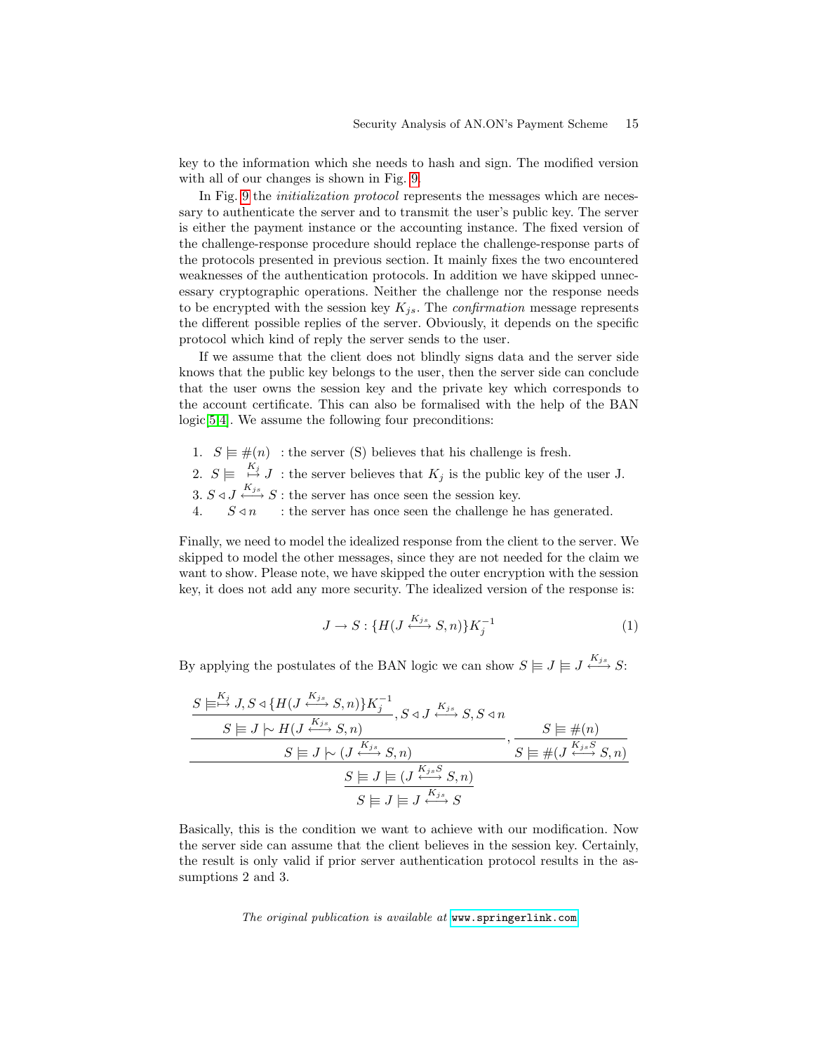key to the information which she needs to hash and sign. The modified version with all of our changes is shown in Fig. 9.

In Fig. 9 the *initialization protocol* represents the messages which are necessary to authenticate the server and to transmit the user's public key. The server is either the payment instance or the accounting instance. The fixed version of the challenge-response procedure should replace the challenge-response parts of the protocols presented in previous section. It mainly fixes the two encountered weaknesses of the authentication protocols. In addition we have skipped unnecessary cryptographic operations. Neither the challenge nor the response needs to be encrypted with the session key $K_{js}$. The *confirmation* message represents the different possible replies of the server. Obviously, it depends on the specific protocol which kind of reply the server sends to the user.

If we assume that the client does not blindly signs data and the server side knows that the public key belongs to the user, then the server side can conclude that the user owns the session key and the private key which corresponds to the account certificate. This can also be formalised with the help of the BAN logic[5,4]. We assume the following four preconditions:

1. $S \models \#(n)$ : the server (S) believes that his challenge is fresh.
2. $S \models \stackrel{K_j}{\mapsto} J$ : the server believes that $K_j$ is the public key of the user J.
3. $S \triangleleft J \stackrel{K_{js}}{\longleftrightarrow} S$ : the server has once seen the session key.
4. $S \triangleleft n$ : the server has once seen the challenge he has generated.

Finally, we need to model the idealized response from the client to the server. We skipped to model the other messages, since they are not needed for the claim we want to show. Please note, we have skipped the outer encryption with the session key, it does not add any more security. The idealized version of the response is:

$$J \rightarrow S : \{H(J \stackrel{K_{js}}{\longleftrightarrow} S, n)\}K_j^{-1} \tag{1}$$

By applying the postulates of the BAN logic we can show $S \models J \models J \stackrel{K_{js}}{\longleftrightarrow} S$:

$$\cfrac{\cfrac{\cfrac{S \models \stackrel{K_j}{\mapsto} J, S \triangleleft \{H(J \stackrel{K_{js}}{\longleftrightarrow} S, n)\}K_j^{-1}}{S \models J \mid\sim H(J \stackrel{K_{js}}{\longleftrightarrow} S, n)}, S \triangleleft J \stackrel{K_{js}}{\longleftrightarrow} S, S \triangleleft n}{S \models J \mid\sim (J \stackrel{K_{js}}{\longleftrightarrow} S, n)}, \cfrac{S \models \#(n)}{S \models \#(J \stackrel{K_{js}S}{\longleftrightarrow} S, n)}}{\cfrac{S \models J \models (J \stackrel{K_{js}S}{\longleftrightarrow} S, n)}{S \models J \models J \stackrel{K_{js}}{\longleftrightarrow} S}}$$

Basically, this is the condition we want to achieve with our modification. Now the server side can assume that the client believes in the session key. Certainly, the result is only valid if prior server authentication protocol results in the assumptions 2 and 3.

*The original publication is available at* www.springerlink.com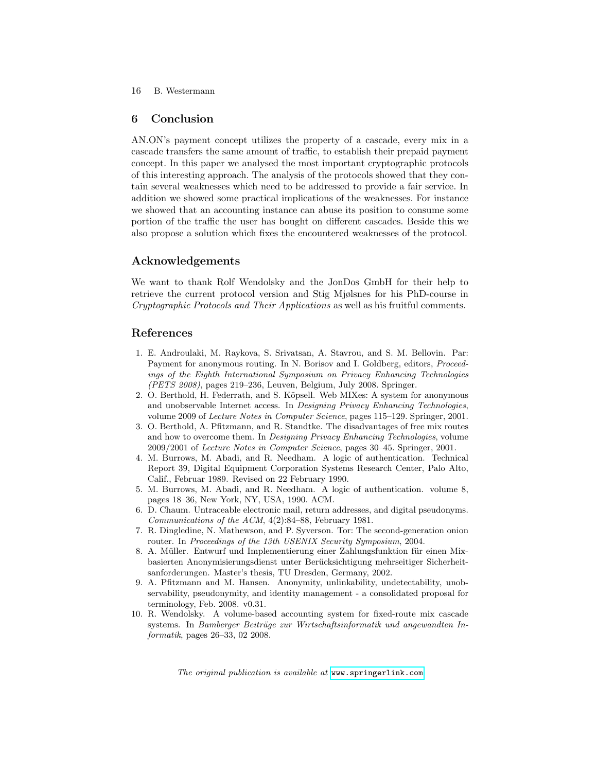## 6 Conclusion

AN.ON's payment concept utilizes the property of a cascade, every mix in a cascade transfers the same amount of traffic, to establish their prepaid payment concept. In this paper we analysed the most important cryptographic protocols of this interesting approach. The analysis of the protocols showed that they contain several weaknesses which need to be addressed to provide a fair service. In addition we showed some practical implications of the weaknesses. For instance we showed that an accounting instance can abuse its position to consume some portion of the traffic the user has bought on different cascades. Beside this we also propose a solution which fixes the encountered weaknesses of the protocol.

## Acknowledgements

We want to thank Rolf Wendolsky and the JonDos GmbH for their help to retrieve the current protocol version and Stig Mjølsnes for his PhD-course in *Cryptographic Protocols and Their Applications* as well as his fruitful comments.

## References

1. E. Androulaki, M. Raykova, S. Srivatsan, A. Stavrou, and S. M. Bellovin. Par: Payment for anonymous routing. In N. Borisov and I. Goldberg, editors, *Proceedings of the Eighth International Symposium on Privacy Enhancing Technologies (PETS 2008)*, pages 219–236, Leuven, Belgium, July 2008. Springer.
2. O. Berthold, H. Federrath, and S. Köpsell. Web MIXes: A system for anonymous and unobservable Internet access. In *Designing Privacy Enhancing Technologies*, volume 2009 of *Lecture Notes in Computer Science*, pages 115–129. Springer, 2001.
3. O. Berthold, A. Pfitzmann, and R. Standtke. The disadvantages of free mix routes and how to overcome them. In *Designing Privacy Enhancing Technologies*, volume 2009/2001 of *Lecture Notes in Computer Science*, pages 30–45. Springer, 2001.
4. M. Burrows, M. Abadi, and R. Needham. A logic of authentication. Technical Report 39, Digital Equipment Corporation Systems Research Center, Palo Alto, Calif., Februar 1989. Revised on 22 February 1990.
5. M. Burrows, M. Abadi, and R. Needham. A logic of authentication. volume 8, pages 18–36, New York, NY, USA, 1990. ACM.
6. D. Chaum. Untraceable electronic mail, return addresses, and digital pseudonyms. *Communications of the ACM*, 4(2):84–88, February 1981.
7. R. Dingledine, N. Mathewson, and P. Syverson. Tor: The second-generation onion router. In *Proceedings of the 13th USENIX Security Symposium*, 2004.
8. A. Müller. Entwurf und Implementierung einer Zahlungsfunktion für einen Mix-basierten Anonymisierungsdienst unter Berücksichtigung mehrseitiger Sicherheitsanforderungen. Master's thesis, TU Dresden, Germany, 2002.
9. A. Pfitzmann and M. Hansen. Anonymity, unlinkability, undetectability, unobservability, pseudonymity, and identity management - a consolidated proposal for terminology, Feb. 2008. v0.31.
10. R. Wendolsky. A volume-based accounting system for fixed-route mix cascade systems. In *Bamberger Beiträge zur Wirtschaftsinformatik und angewandten Informatik*, pages 26–33, 02 2008.

*The original publication is available at* www.springerlink.com